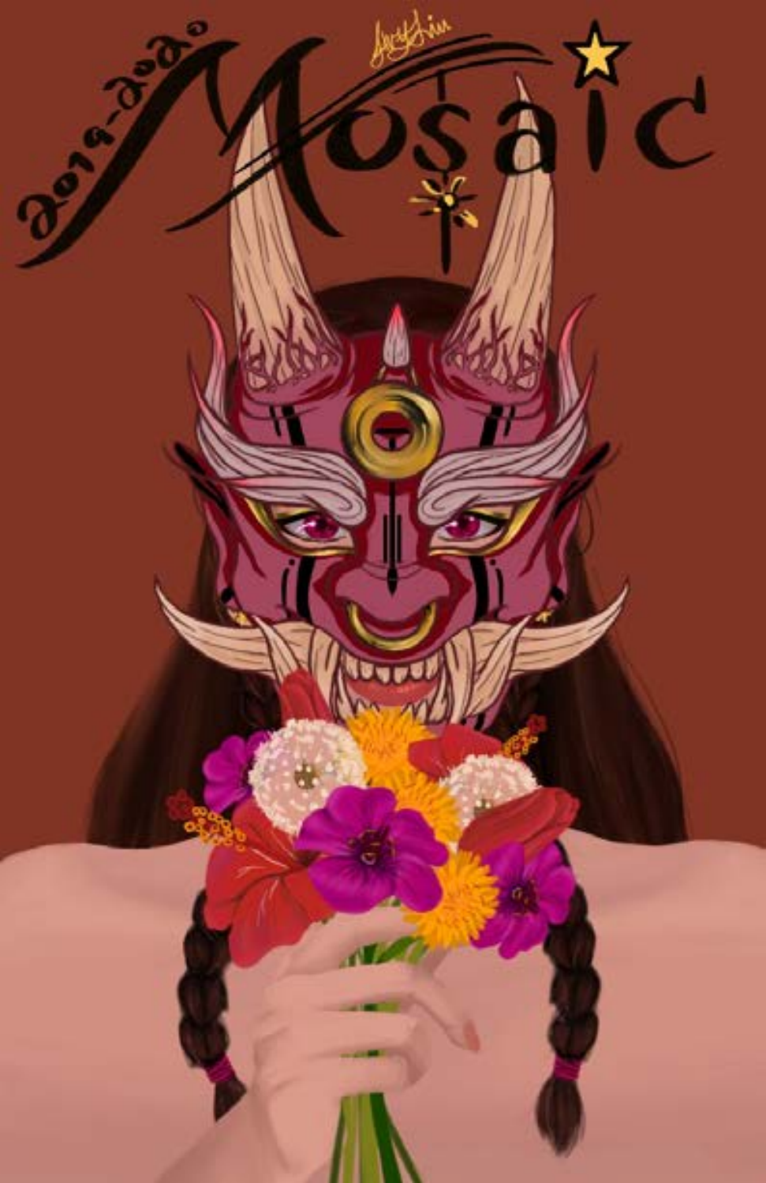# Mosaic

2019-2020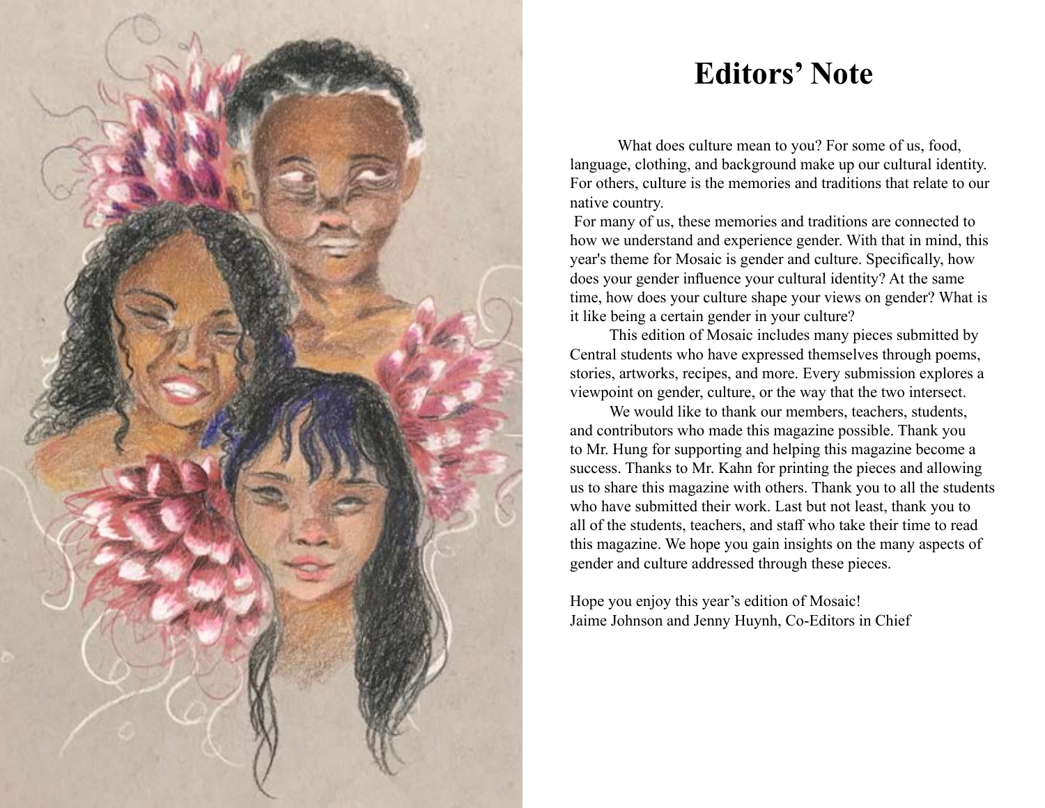# Editors' Note

What does culture mean to you? For some of us, food, language, clothing, and background make up our cultural identity. For others, culture is the memories and traditions that relate to our native country.

For many of us, these memories and traditions are connected to how we understand and experience gender. With that in mind, this year's theme for Mosaic is gender and culture. Specifically, how does your gender influence your cultural identity? At the same time, how does your culture shape your views on gender? What is it like being a certain gender in your culture?

This edition of Mosaic includes many pieces submitted by Central students who have expressed themselves through poems, stories, artworks, recipes, and more. Every submission explores a viewpoint on gender, culture, or the way that the two intersect.

We would like to thank our members, teachers, students, and contributors who made this magazine possible. Thank you to Mr. Hung for supporting and helping this magazine become a success. Thanks to Mr. Kahn for printing the pieces and allowing us to share this magazine with others. Thank you to all the students who have submitted their work. Last but not least, thank you to all of the students, teachers, and staff who take their time to read this magazine. We hope you gain insights on the many aspects of gender and culture addressed through these pieces.

Hope you enjoy this year's edition of Mosaic!
Jaime Johnson and Jenny Huynh, Co-Editors in Chief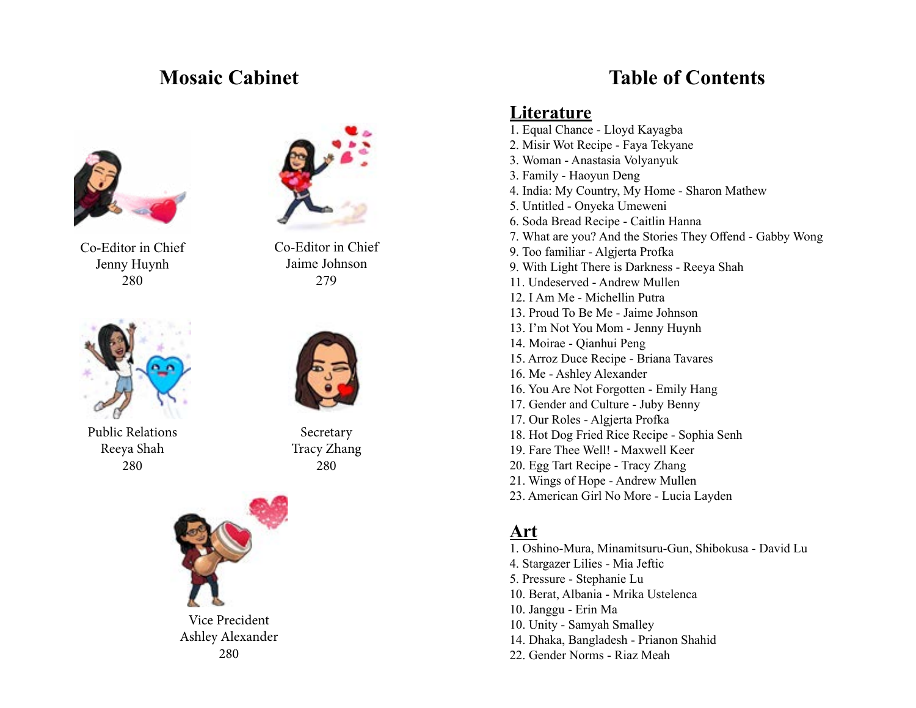# Mosaic Cabinet

Co-Editor in Chief
Jenny Huynh
280

Co-Editor in Chief
Jaime Johnson
279

Public Relations
Reeya Shah
280

Secretary
Tracy Zhang
280

Vice Precident
Ashley Alexander
280

# Table of Contents

## Literature

1. Equal Chance - Lloyd Kayagba
2. Misir Wot Recipe - Faya Tekyane
3. Woman - Anastasia Volyanyuk
3. Family - Haoyun Deng
4. India: My Country, My Home - Sharon Mathew
5. Untitled - Onyeka Umeweni
6. Soda Bread Recipe - Caitlin Hanna
7. What are you? And the Stories They Offend - Gabby Wong
9. Too familiar - Algjerta Profka
9. With Light There is Darkness - Reeya Shah
11. Undeserved - Andrew Mullen
12. I Am Me - Michellin Putra
13. Proud To Be Me - Jaime Johnson
13. I'm Not You Mom - Jenny Huynh
14. Moirae - Qianhui Peng
15. Arroz Duce Recipe - Briana Tavares
16. Me - Ashley Alexander
16. You Are Not Forgotten - Emily Hang
17. Gender and Culture - Juby Benny
17. Our Roles - Algjerta Profka
18. Hot Dog Fried Rice Recipe - Sophia Senh
19. Fare Thee Well! - Maxwell Keer
20. Egg Tart Recipe - Tracy Zhang
21. Wings of Hope - Andrew Mullen
23. American Girl No More - Lucia Layden

## Art

1. Oshino-Mura, Minamitsuru-Gun, Shibokusa - David Lu
4. Stargazer Lilies - Mia Jeftic
5. Pressure - Stephanie Lu
10. Berat, Albania - Mrika Ustelenca
10. Janggu - Erin Ma
10. Unity - Samyah Smalley
14. Dhaka, Bangladesh - Prianon Shahid
22. Gender Norms - Riaz Meah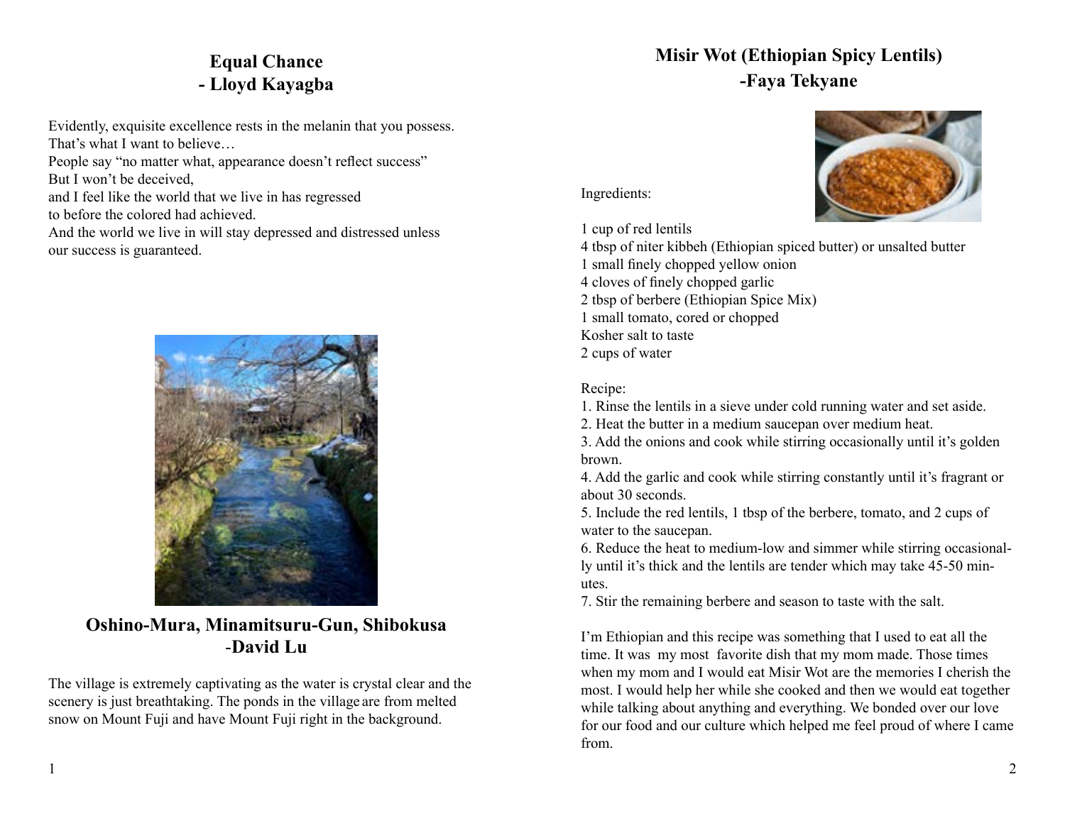## Equal Chance
## - Lloyd Kayagba

Evidently, exquisite excellence rests in the melanin that you possess.
That's what I want to believe…
People say "no matter what, appearance doesn't reflect success"
But I won't be deceived,
and I feel like the world that we live in has regressed
to before the colored had achieved.
And the world we live in will stay depressed and distressed unless
our success is guaranteed.

## Oshino-Mura, Minamitsuru-Gun, Shibokusa
## -David Lu

The village is extremely captivating as the water is crystal clear and the scenery is just breathtaking. The ponds in the village are from melted snow on Mount Fuji and have Mount Fuji right in the background.

## Misir Wot (Ethiopian Spicy Lentils)
## -Faya Tekyane

Ingredients:

1 cup of red lentils
4 tbsp of niter kibbeh (Ethiopian spiced butter) or unsalted butter
1 small finely chopped yellow onion
4 cloves of finely chopped garlic
2 tbsp of berbere (Ethiopian Spice Mix)
1 small tomato, cored or chopped
Kosher salt to taste
2 cups of water

Recipe:

1. Rinse the lentils in a sieve under cold running water and set aside.
2. Heat the butter in a medium saucepan over medium heat.
3. Add the onions and cook while stirring occasionally until it's golden brown.
4. Add the garlic and cook while stirring constantly until it's fragrant or about 30 seconds.
5. Include the red lentils, 1 tbsp of the berbere, tomato, and 2 cups of water to the saucepan.
6. Reduce the heat to medium-low and simmer while stirring occasionally until it's thick and the lentils are tender which may take 45-50 minutes.
7. Stir the remaining berbere and season to taste with the salt.

I'm Ethiopian and this recipe was something that I used to eat all the time. It was my most favorite dish that my mom made. Those times when my mom and I would eat Misir Wot are the memories I cherish the most. I would help her while she cooked and then we would eat together while talking about anything and everything. We bonded over our love for our food and our culture which helped me feel proud of where I came from.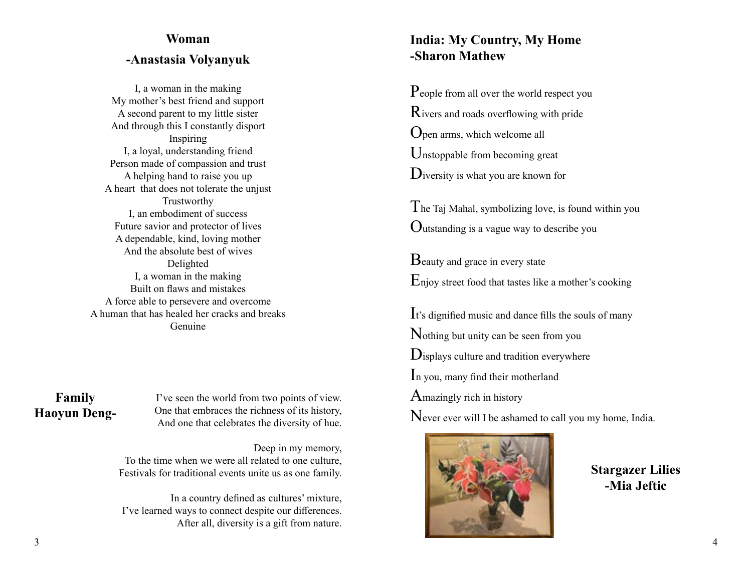## Woman

## -Anastasia Volyanyuk

I, a woman in the making
My mother's best friend and support
A second parent to my little sister
And through this I constantly disport
Inspiring
I, a loyal, understanding friend
Person made of compassion and trust
A helping hand to raise you up
A heart that does not tolerate the unjust
Trustworthy
I, an embodiment of success
Future savior and protector of lives
A dependable, kind, loving mother
And the absolute best of wives
Delighted
I, a woman in the making
Built on flaws and mistakes
A force able to persevere and overcome
A human that has healed her cracks and breaks
Genuine

## Family
## Haoyun Deng-

I've seen the world from two points of view.
One that embraces the richness of its history,
And one that celebrates the diversity of hue.

Deep in my memory,
To the time when we were all related to one culture,
Festivals for traditional events unite us as one family.

In a country defined as cultures' mixture,
I've learned ways to connect despite our differences.
After all, diversity is a gift from nature.

## India: My Country, My Home
## -Sharon Mathew

People from all over the world respect you
Rivers and roads overflowing with pride
Open arms, which welcome all
Unstoppable from becoming great
Diversity is what you are known for

The Taj Mahal, symbolizing love, is found within you
Outstanding is a vague way to describe you

Beauty and grace in every state
Enjoy street food that tastes like a mother's cooking

It's dignified music and dance fills the souls of many
Nothing but unity can be seen from you
Displays culture and tradition everywhere
In you, many find their motherland
Amazingly rich in history
Never ever will I be ashamed to call you my home, India.

**Stargazer Lilies**
**-Mia Jeftic**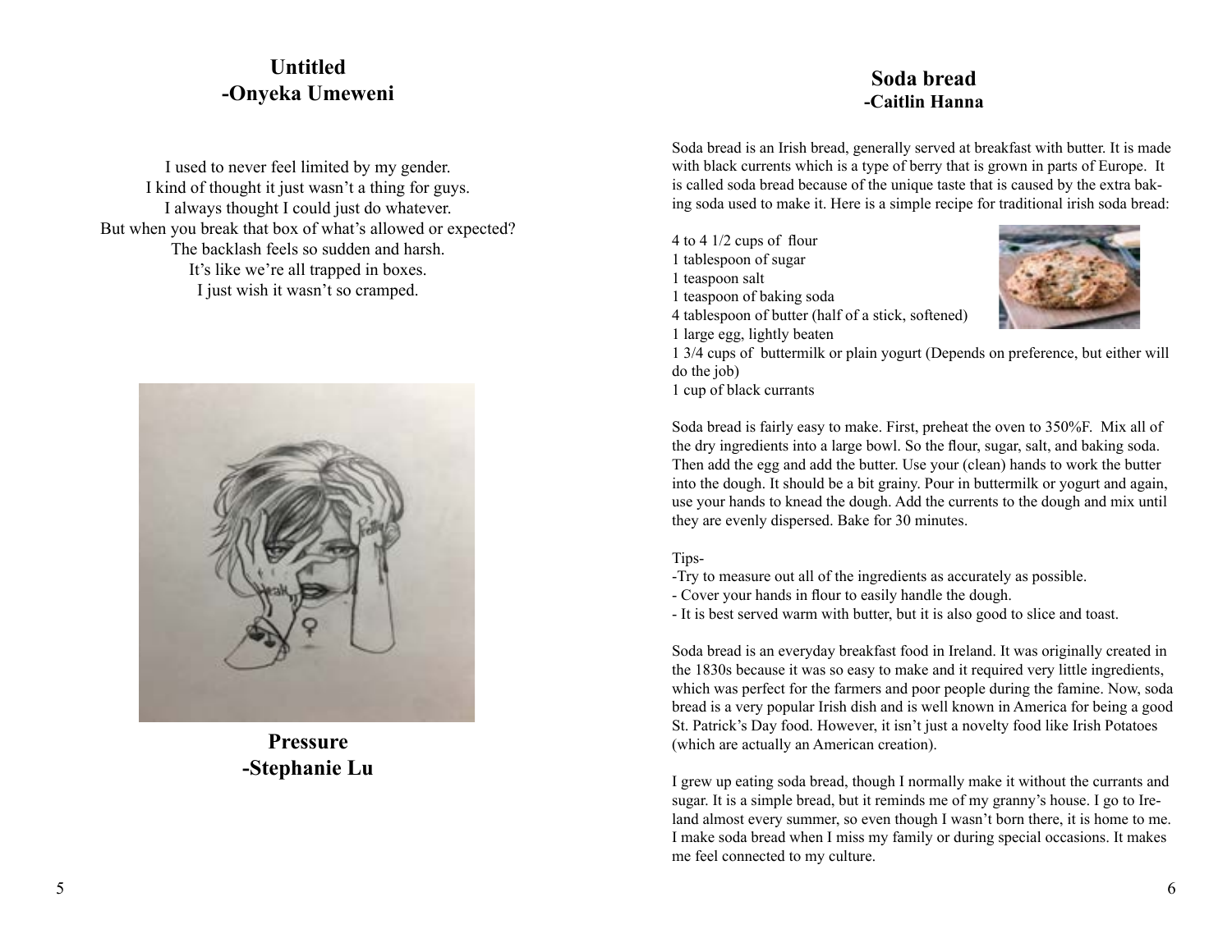## Untitled
## -Onyeka Umeweni

I used to never feel limited by my gender.
I kind of thought it just wasn't a thing for guys.
I always thought I could just do whatever.
But when you break that box of what's allowed or expected?
The backlash feels so sudden and harsh.
It's like we're all trapped in boxes.
I just wish it wasn't so cramped.

**Pressure**
**-Stephanie Lu**

## Soda bread
### -Caitlin Hanna

Soda bread is an Irish bread, generally served at breakfast with butter. It is made with black currents which is a type of berry that is grown in parts of Europe. It is called soda bread because of the unique taste that is caused by the extra baking soda used to make it. Here is a simple recipe for traditional irish soda bread:

4 to 4 1/2 cups of flour
1 tablespoon of sugar
1 teaspoon salt
1 teaspoon of baking soda
4 tablespoon of butter (half of a stick, softened)
1 large egg, lightly beaten
1 3/4 cups of buttermilk or plain yogurt (Depends on preference, but either will do the job)
1 cup of black currants

Soda bread is fairly easy to make. First, preheat the oven to 350%F. Mix all of the dry ingredients into a large bowl. So the flour, sugar, salt, and baking soda. Then add the egg and add the butter. Use your (clean) hands to work the butter into the dough. It should be a bit grainy. Pour in buttermilk or yogurt and again, use your hands to knead the dough. Add the currents to the dough and mix until they are evenly dispersed. Bake for 30 minutes.

Tips-
- Try to measure out all of the ingredients as accurately as possible.
- Cover your hands in flour to easily handle the dough.
- It is best served warm with butter, but it is also good to slice and toast.

Soda bread is an everyday breakfast food in Ireland. It was originally created in the 1830s because it was so easy to make and it required very little ingredients, which was perfect for the farmers and poor people during the famine. Now, soda bread is a very popular Irish dish and is well known in America for being a good St. Patrick's Day food. However, it isn't just a novelty food like Irish Potatoes (which are actually an American creation).

I grew up eating soda bread, though I normally make it without the currants and sugar. It is a simple bread, but it reminds me of my granny's house. I go to Ireland almost every summer, so even though I wasn't born there, it is home to me. I make soda bread when I miss my family or during special occasions. It makes me feel connected to my culture.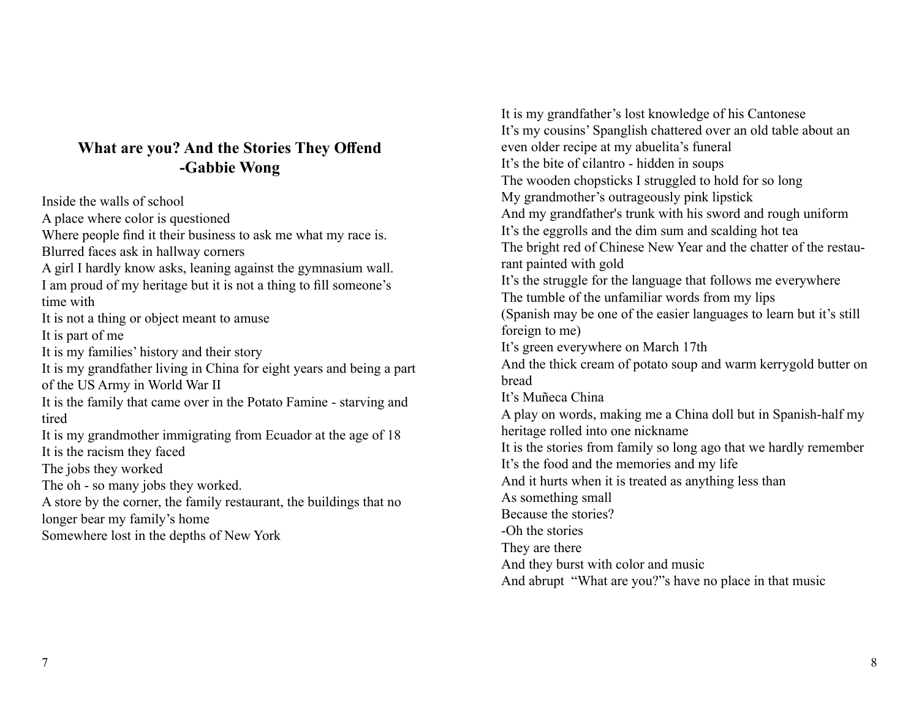## What are you? And the Stories They Offend
## -Gabbie Wong

Inside the walls of school  
A place where color is questioned  
Where people find it their business to ask me what my race is.  
Blurred faces ask in hallway corners  
A girl I hardly know asks, leaning against the gymnasium wall.  
I am proud of my heritage but it is not a thing to fill someone's time with  
It is not a thing or object meant to amuse  
It is part of me  
It is my families' history and their story  
It is my grandfather living in China for eight years and being a part of the US Army in World War II  
It is the family that came over in the Potato Famine - starving and tired  
It is my grandmother immigrating from Ecuador at the age of 18  
It is the racism they faced  
The jobs they worked  
The oh - so many jobs they worked.  
A store by the corner, the family restaurant, the buildings that no longer bear my family's home  
Somewhere lost in the depths of New York

It is my grandfather's lost knowledge of his Cantonese  
It's my cousins' Spanglish chattered over an old table about an even older recipe at my abuelita's funeral  
It's the bite of cilantro - hidden in soups  
The wooden chopsticks I struggled to hold for so long  
My grandmother's outrageously pink lipstick  
And my grandfather's trunk with his sword and rough uniform  
It's the eggrolls and the dim sum and scalding hot tea  
The bright red of Chinese New Year and the chatter of the restaurant painted with gold  
It's the struggle for the language that follows me everywhere  
The tumble of the unfamiliar words from my lips  
(Spanish may be one of the easier languages to learn but it's still foreign to me)  
It's green everywhere on March 17th  
And the thick cream of potato soup and warm kerrygold butter on bread  
It's Muñeca China  
A play on words, making me a China doll but in Spanish-half my heritage rolled into one nickname  
It is the stories from family so long ago that we hardly remember  
It's the food and the memories and my life  
And it hurts when it is treated as anything less than  
As something small  
Because the stories?  
-Oh the stories  
They are there  
And they burst with color and music  
And abrupt "What are you?"s have no place in that music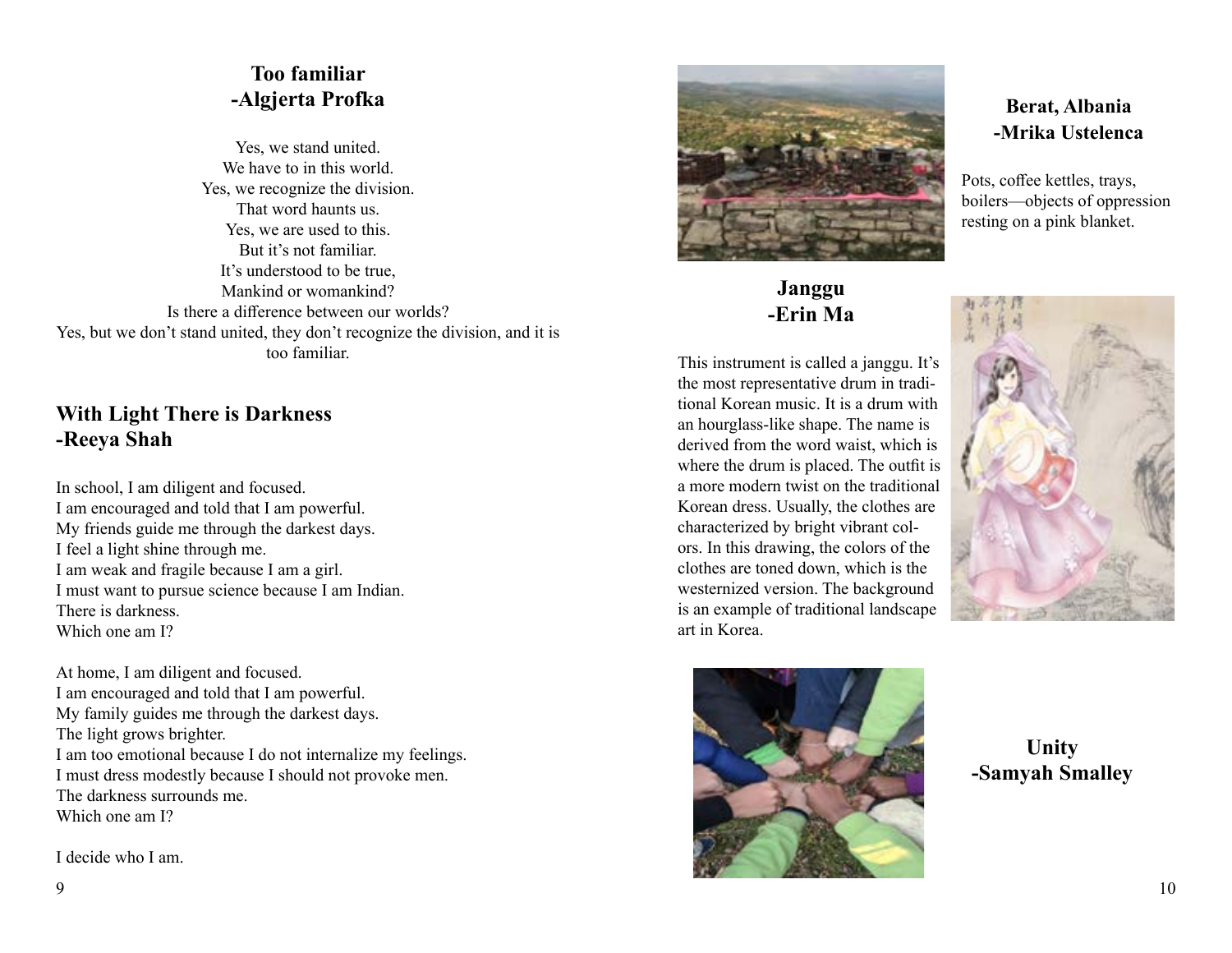## Too familiar
## -Algjerta Profka

Yes, we stand united.
We have to in this world.
Yes, we recognize the division.
That word haunts us.
Yes, we are used to this.
But it's not familiar.
It's understood to be true,
Mankind or womankind?
Is there a difference between our worlds?
Yes, but we don't stand united, they don't recognize the division, and it is too familiar.

## With Light There is Darkness
## -Reeya Shah

In school, I am diligent and focused.
I am encouraged and told that I am powerful.
My friends guide me through the darkest days.
I feel a light shine through me.
I am weak and fragile because I am a girl.
I must want to pursue science because I am Indian.
There is darkness.
Which one am I?

At home, I am diligent and focused.
I am encouraged and told that I am powerful.
My family guides me through the darkest days.
The light grows brighter.
I am too emotional because I do not internalize my feelings.
I must dress modestly because I should not provoke men.
The darkness surrounds me.
Which one am I?

I decide who I am.

## Berat, Albania
## -Mrika Ustelenca

Pots, coffee kettles, trays, boilers—objects of oppression resting on a pink blanket.

## Janggu
## -Erin Ma

This instrument is called a janggu. It's the most representative drum in traditional Korean music. It is a drum with an hourglass-like shape. The name is derived from the word waist, which is where the drum is placed. The outfit is a more modern twist on the traditional Korean dress. Usually, the clothes are characterized by bright vibrant colors. In this drawing, the colors of the clothes are toned down, which is the westernized version. The background is an example of traditional landscape art in Korea.

## Unity
## -Samyah Smalley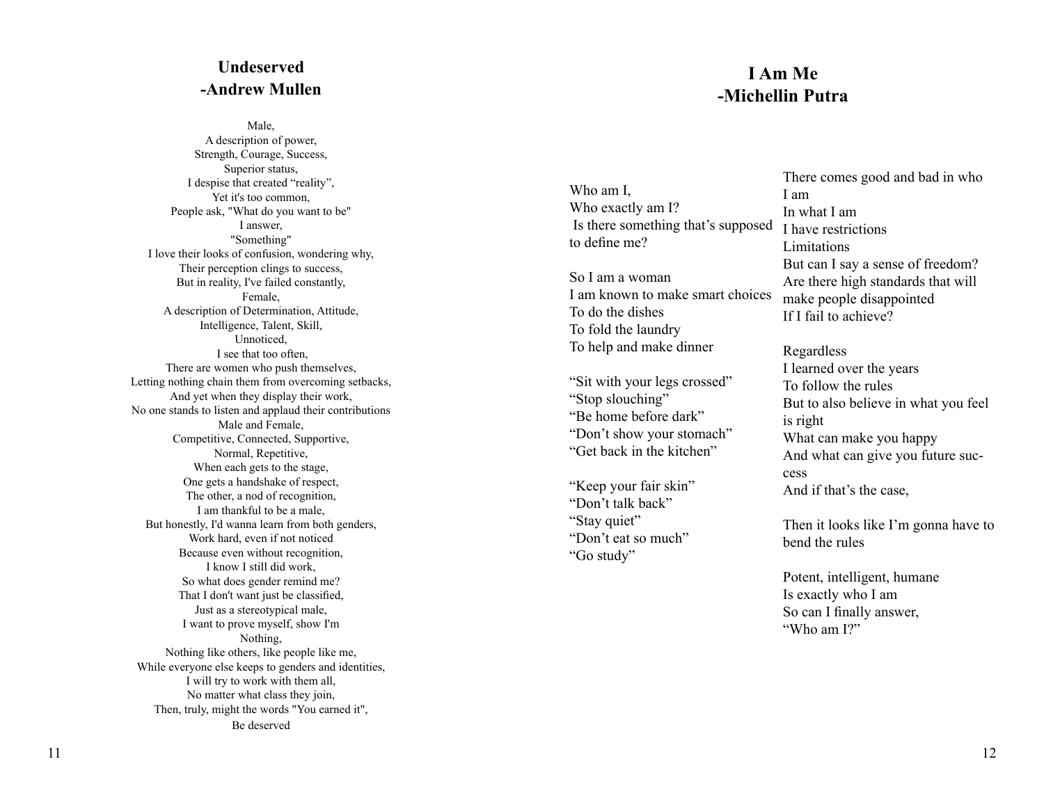## Undeserved
## -Andrew Mullen

Male,
A description of power,
Strength, Courage, Success,
Superior status,
I despise that created "reality",
Yet it's too common,
People ask, "What do you want to be"
I answer,
"Something"
I love their looks of confusion, wondering why,
Their perception clings to success,
But in reality, I've failed constantly,
Female,
A description of Determination, Attitude,
Intelligence, Talent, Skill,
Unnoticed,
I see that too often,
There are women who push themselves,
Letting nothing chain them from overcoming setbacks,
And yet when they display their work,
No one stands to listen and applaud their contributions
Male and Female,
Competitive, Connected, Supportive,
Normal, Repetitive,
When each gets to the stage,
One gets a handshake of respect,
The other, a nod of recognition,
I am thankful to be a male,
But honestly, I'd wanna learn from both genders,
Work hard, even if not noticed
Because even without recognition,
I know I still did work,
So what does gender remind me?
That I don't want just be classified,
Just as a stereotypical male,
I want to prove myself, show I'm
Nothing,
Nothing like others, like people like me,
While everyone else keeps to genders and identities,
I will try to work with them all,
No matter what class they join,
Then, truly, might the words "You earned it",
Be deserved

## I Am Me
## -Michellin Putra

Who am I,
Who exactly am I?
Is there something that's supposed to define me?

So I am a woman
I am known to make smart choices
To do the dishes
To fold the laundry
To help and make dinner

"Sit with your legs crossed"
"Stop slouching"
"Be home before dark"
"Don't show your stomach"
"Get back in the kitchen"

"Keep your fair skin"
"Don't talk back"
"Stay quiet"
"Don't eat so much"
"Go study"

There comes good and bad in who I am
In what I am
I have restrictions
Limitations
But can I say a sense of freedom?
Are there high standards that will make people disappointed
If I fail to achieve?

Regardless
I learned over the years
To follow the rules
But to also believe in what you feel is right
What can make you happy
And what can give you future success
And if that's the case,

Then it looks like I'm gonna have to bend the rules

Potent, intelligent, humane
Is exactly who I am
So can I finally answer,
"Who am I?"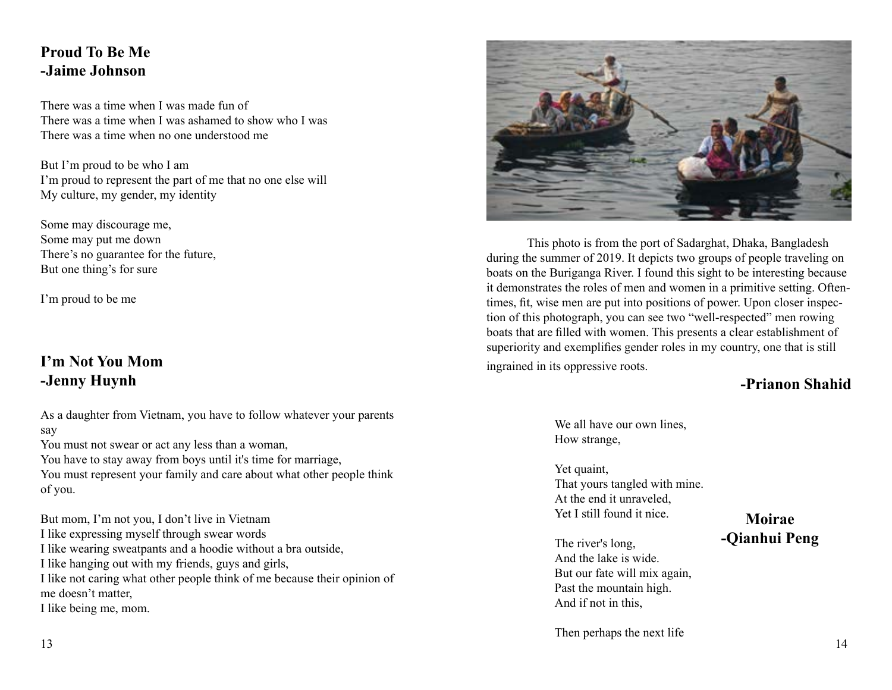## Proud To Be Me
## -Jaime Johnson

There was a time when I was made fun of
There was a time when I was ashamed to show who I was
There was a time when no one understood me

But I'm proud to be who I am
I'm proud to represent the part of me that no one else will
My culture, my gender, my identity

Some may discourage me,
Some may put me down
There's no guarantee for the future,
But one thing's for sure

I'm proud to be me

## I'm Not You Mom
## -Jenny Huynh

As a daughter from Vietnam, you have to follow whatever your parents say
You must not swear or act any less than a woman,
You have to stay away from boys until it's time for marriage,
You must represent your family and care about what other people think of you.

But mom, I'm not you, I don't live in Vietnam
I like expressing myself through swear words
I like wearing sweatpants and a hoodie without a bra outside,
I like hanging out with my friends, guys and girls,
I like not caring what other people think of me because their opinion of me doesn't matter,
I like being me, mom.

This photo is from the port of Sadarghat, Dhaka, Bangladesh during the summer of 2019. It depicts two groups of people traveling on boats on the Buriganga River. I found this sight to be interesting because it demonstrates the roles of men and women in a primitive setting. Oftentimes, fit, wise men are put into positions of power. Upon closer inspection of this photograph, you can see two "well-respected" men rowing boats that are filled with women. This presents a clear establishment of superiority and exemplifies gender roles in my country, one that is still ingrained in its oppressive roots.

**-Prianon Shahid**

## Moirae
## -Qianhui Peng

We all have our own lines,
How strange,

Yet quaint,
That yours tangled with mine.
At the end it unraveled,
Yet I still found it nice.

The river's long,
And the lake is wide.
But our fate will mix again,
Past the mountain high.
And if not in this,

Then perhaps the next life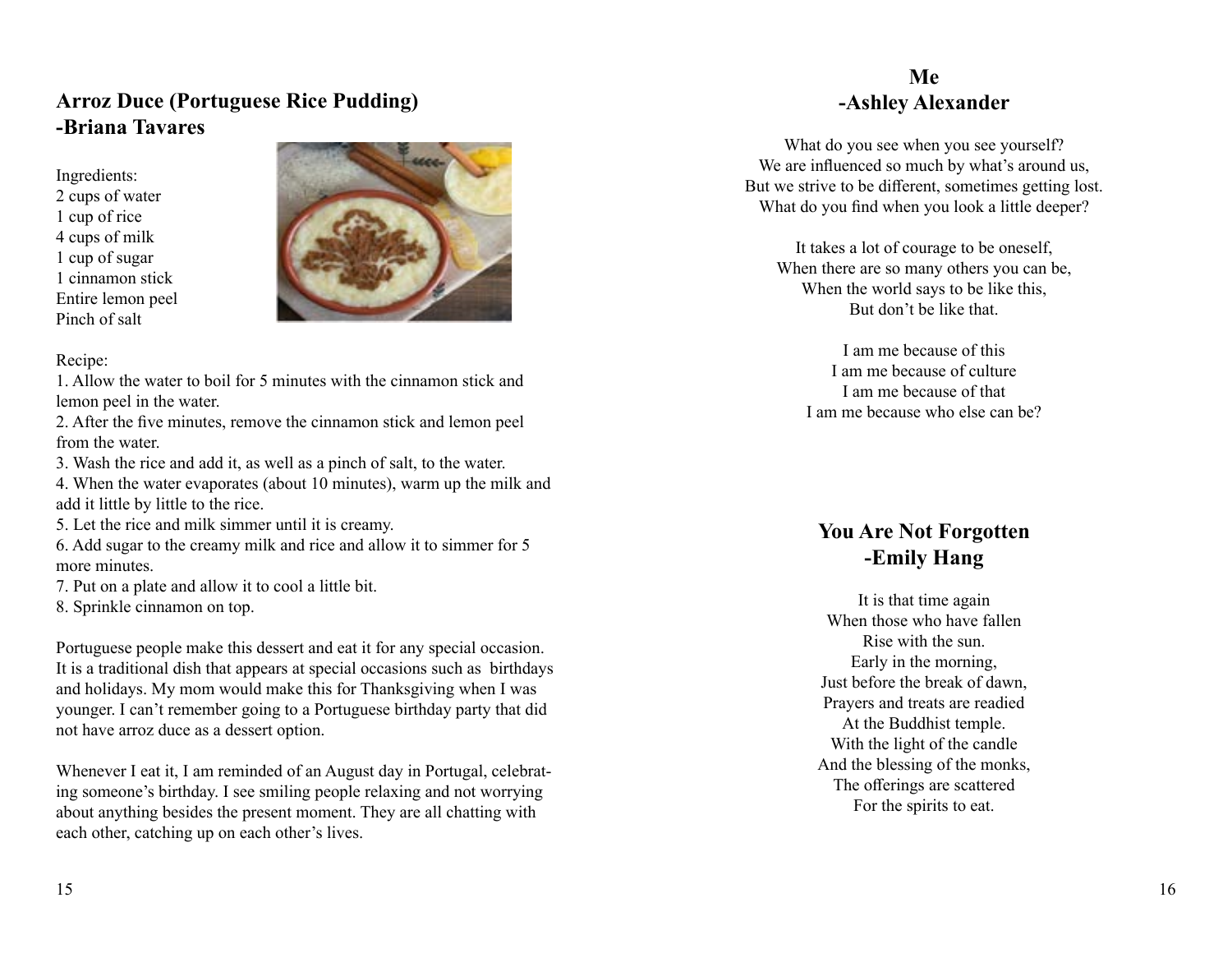## Arroz Duce (Portuguese Rice Pudding)
## -Briana Tavares

Ingredients:
2 cups of water
1 cup of rice
4 cups of milk
1 cup of sugar
1 cinnamon stick
Entire lemon peel
Pinch of salt

Recipe:
1. Allow the water to boil for 5 minutes with the cinnamon stick and lemon peel in the water.
2. After the five minutes, remove the cinnamon stick and lemon peel from the water.
3. Wash the rice and add it, as well as a pinch of salt, to the water.
4. When the water evaporates (about 10 minutes), warm up the milk and add it little by little to the rice.
5. Let the rice and milk simmer until it is creamy.
6. Add sugar to the creamy milk and rice and allow it to simmer for 5 more minutes.
7. Put on a plate and allow it to cool a little bit.
8. Sprinkle cinnamon on top.

Portuguese people make this dessert and eat it for any special occasion. It is a traditional dish that appears at special occasions such as birthdays and holidays. My mom would make this for Thanksgiving when I was younger. I can't remember going to a Portuguese birthday party that did not have arroz duce as a dessert option.

Whenever I eat it, I am reminded of an August day in Portugal, celebrating someone's birthday. I see smiling people relaxing and not worrying about anything besides the present moment. They are all chatting with each other, catching up on each other's lives.

## Me
## -Ashley Alexander

What do you see when you see yourself?
We are influenced so much by what's around us,
But we strive to be different, sometimes getting lost.
What do you find when you look a little deeper?

It takes a lot of courage to be oneself,
When there are so many others you can be,
When the world says to be like this,
But don't be like that.

I am me because of this
I am me because of culture
I am me because of that
I am me because who else can be?

## You Are Not Forgotten
## -Emily Hang

It is that time again
When those who have fallen
Rise with the sun.
Early in the morning,
Just before the break of dawn,
Prayers and treats are readied
At the Buddhist temple.
With the light of the candle
And the blessing of the monks,
The offerings are scattered
For the spirits to eat.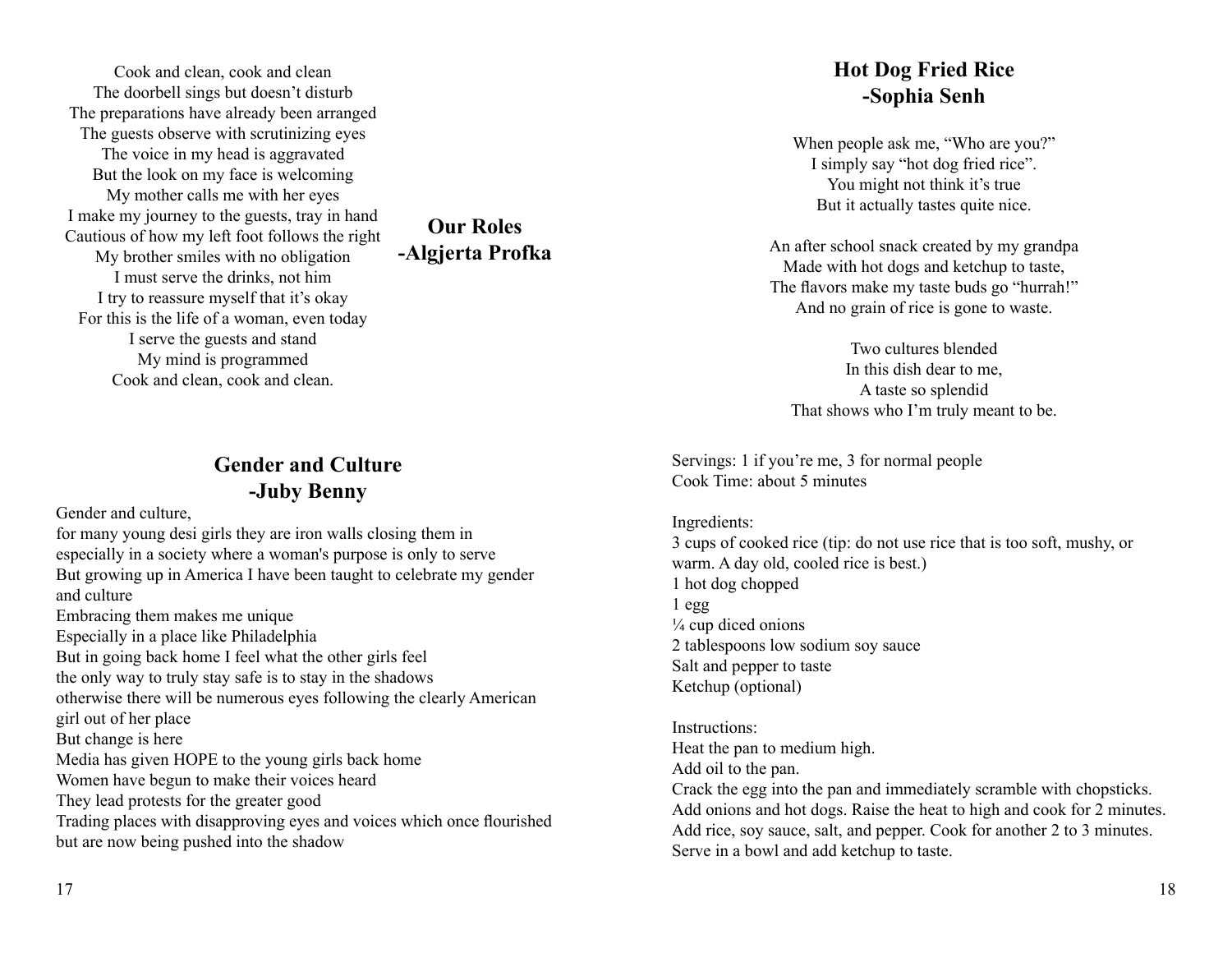## Our Roles
## -Algjerta Profka

Cook and clean, cook and clean
The doorbell sings but doesn't disturb
The preparations have already been arranged
The guests observe with scrutinizing eyes
The voice in my head is aggravated
But the look on my face is welcoming
My mother calls me with her eyes
I make my journey to the guests, tray in hand
Cautious of how my left foot follows the right
My brother smiles with no obligation
I must serve the drinks, not him
I try to reassure myself that it's okay
For this is the life of a woman, even today
I serve the guests and stand
My mind is programmed
Cook and clean, cook and clean.

## Gender and Culture
## -Juby Benny

Gender and culture,
for many young desi girls they are iron walls closing them in
especially in a society where a woman's purpose is only to serve
But growing up in America I have been taught to celebrate my gender and culture
Embracing them makes me unique
Especially in a place like Philadelphia
But in going back home I feel what the other girls feel
the only way to truly stay safe is to stay in the shadows
otherwise there will be numerous eyes following the clearly American girl out of her place
But change is here
Media has given HOPE to the young girls back home
Women have begun to make their voices heard
They lead protests for the greater good
Trading places with disapproving eyes and voices which once flourished but are now being pushed into the shadow

## Hot Dog Fried Rice
## -Sophia Senh

When people ask me, "Who are you?"
I simply say "hot dog fried rice".
You might not think it's true
But it actually tastes quite nice.

An after school snack created by my grandpa
Made with hot dogs and ketchup to taste,
The flavors make my taste buds go "hurrah!"
And no grain of rice is gone to waste.

Two cultures blended
In this dish dear to me,
A taste so splendid
That shows who I'm truly meant to be.

Servings: 1 if you're me, 3 for normal people
Cook Time: about 5 minutes

Ingredients:
3 cups of cooked rice (tip: do not use rice that is too soft, mushy, or warm. A day old, cooled rice is best.)
1 hot dog chopped
1 egg
¼ cup diced onions
2 tablespoons low sodium soy sauce
Salt and pepper to taste
Ketchup (optional)

Instructions:
Heat the pan to medium high.
Add oil to the pan.
Crack the egg into the pan and immediately scramble with chopsticks.
Add onions and hot dogs. Raise the heat to high and cook for 2 minutes.
Add rice, soy sauce, salt, and pepper. Cook for another 2 to 3 minutes.
Serve in a bowl and add ketchup to taste.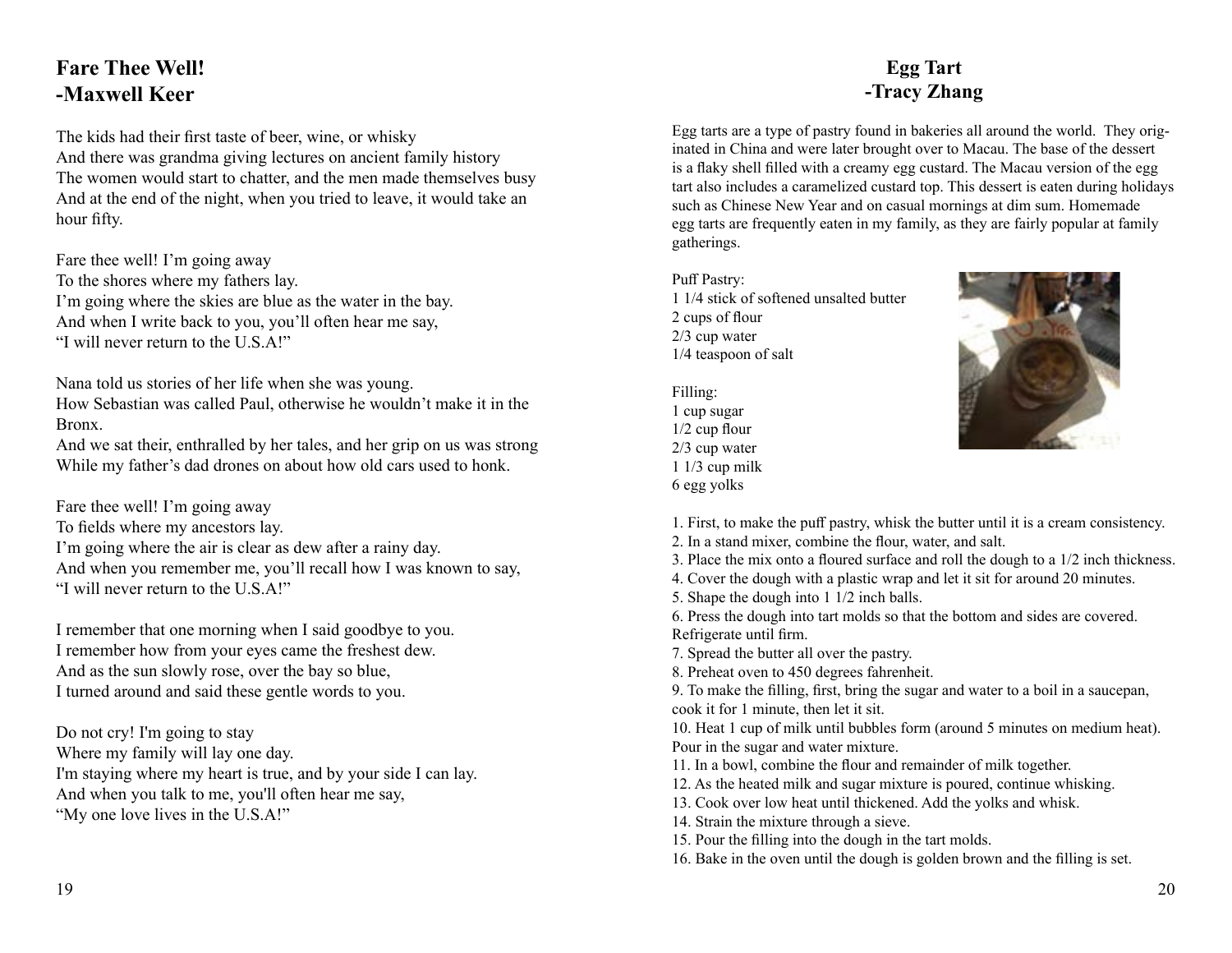## Fare Thee Well!
## -Maxwell Keer

The kids had their first taste of beer, wine, or whisky
And there was grandma giving lectures on ancient family history
The women would start to chatter, and the men made themselves busy
And at the end of the night, when you tried to leave, it would take an hour fifty.

Fare thee well! I'm going away
To the shores where my fathers lay.
I'm going where the skies are blue as the water in the bay.
And when I write back to you, you'll often hear me say,
"I will never return to the U.S.A!"

Nana told us stories of her life when she was young.
How Sebastian was called Paul, otherwise he wouldn't make it in the Bronx.
And we sat their, enthralled by her tales, and her grip on us was strong
While my father's dad drones on about how old cars used to honk.

Fare thee well! I'm going away
To fields where my ancestors lay.
I'm going where the air is clear as dew after a rainy day.
And when you remember me, you'll recall how I was known to say,
"I will never return to the U.S.A!"

I remember that one morning when I said goodbye to you.
I remember how from your eyes came the freshest dew.
And as the sun slowly rose, over the bay so blue,
I turned around and said these gentle words to you.

Do not cry! I'm going to stay
Where my family will lay one day.
I'm staying where my heart is true, and by your side I can lay.
And when you talk to me, you'll often hear me say,
"My one love lives in the U.S.A!"

## Egg Tart
## -Tracy Zhang

Egg tarts are a type of pastry found in bakeries all around the world. They originated in China and were later brought over to Macau. The base of the dessert is a flaky shell filled with a creamy egg custard. The Macau version of the egg tart also includes a caramelized custard top. This dessert is eaten during holidays such as Chinese New Year and on casual mornings at dim sum. Homemade egg tarts are frequently eaten in my family, as they are fairly popular at family gatherings.

Puff Pastry:
1 1/4 stick of softened unsalted butter
2 cups of flour
2/3 cup water
1/4 teaspoon of salt

Filling:
1 cup sugar
1/2 cup flour
2/3 cup water
1 1/3 cup milk
6 egg yolks

1. First, to make the puff pastry, whisk the butter until it is a cream consistency.
2. In a stand mixer, combine the flour, water, and salt.
3. Place the mix onto a floured surface and roll the dough to a 1/2 inch thickness.
4. Cover the dough with a plastic wrap and let it sit for around 20 minutes.
5. Shape the dough into 1 1/2 inch balls.
6. Press the dough into tart molds so that the bottom and sides are covered. Refrigerate until firm.
7. Spread the butter all over the pastry.
8. Preheat oven to 450 degrees fahrenheit.
9. To make the filling, first, bring the sugar and water to a boil in a saucepan, cook it for 1 minute, then let it sit.
10. Heat 1 cup of milk until bubbles form (around 5 minutes on medium heat). Pour in the sugar and water mixture.
11. In a bowl, combine the flour and remainder of milk together.
12. As the heated milk and sugar mixture is poured, continue whisking.
13. Cook over low heat until thickened. Add the yolks and whisk.
14. Strain the mixture through a sieve.
15. Pour the filling into the dough in the tart molds.
16. Bake in the oven until the dough is golden brown and the filling is set.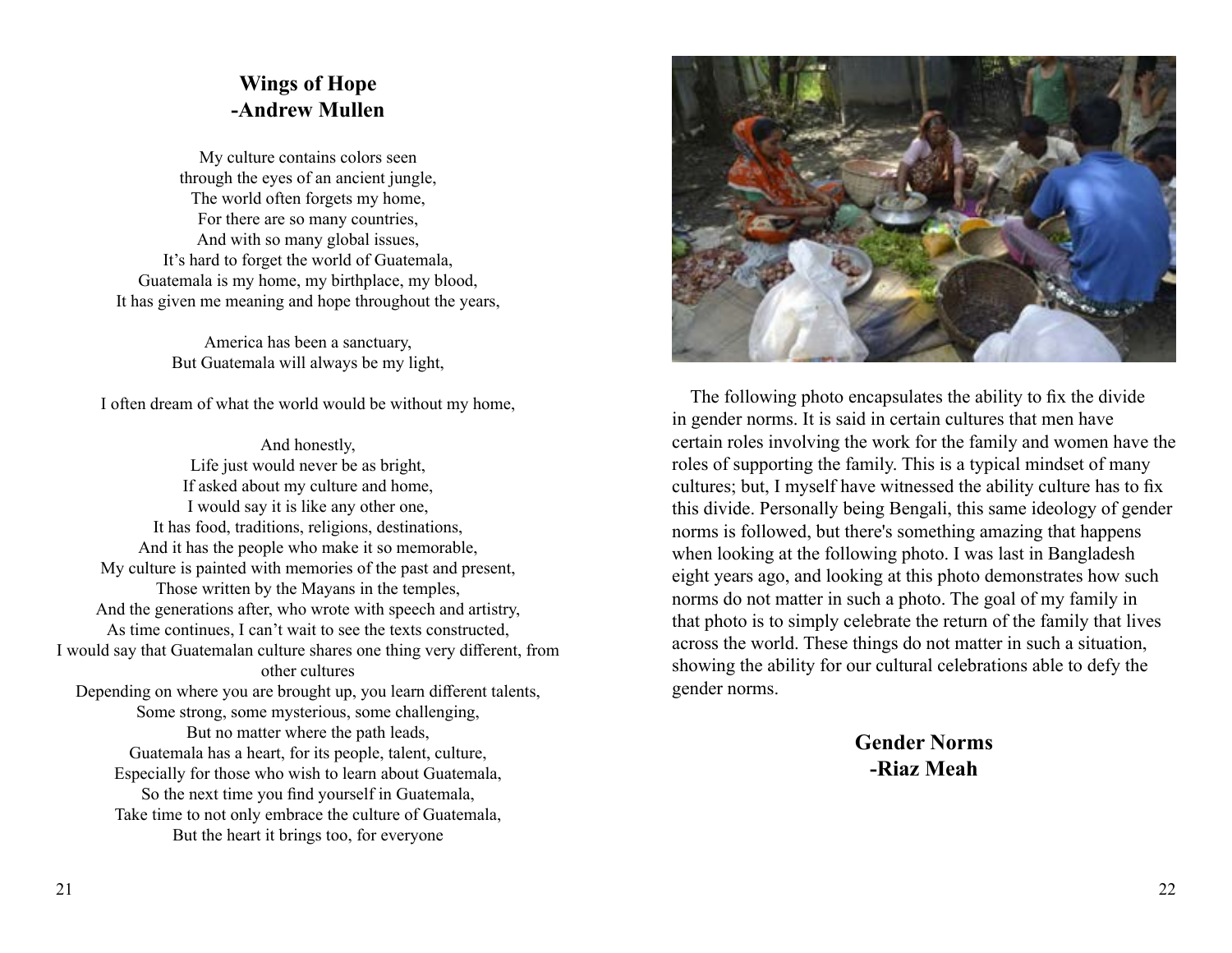## Wings of Hope
## -Andrew Mullen

My culture contains colors seen  
through the eyes of an ancient jungle,  
The world often forgets my home,  
For there are so many countries,  
And with so many global issues,  
It's hard to forget the world of Guatemala,  
Guatemala is my home, my birthplace, my blood,  
It has given me meaning and hope throughout the years,

America has been a sanctuary,  
But Guatemala will always be my light,

I often dream of what the world would be without my home,

And honestly,  
Life just would never be as bright,  
If asked about my culture and home,  
I would say it is like any other one,  
It has food, traditions, religions, destinations,  
And it has the people who make it so memorable,  
My culture is painted with memories of the past and present,  
Those written by the Mayans in the temples,  
And the generations after, who wrote with speech and artistry,  
As time continues, I can't wait to see the texts constructed,  
I would say that Guatemalan culture shares one thing very different, from other cultures  
Depending on where you are brought up, you learn different talents,  
Some strong, some mysterious, some challenging,  
But no matter where the path leads,  
Guatemala has a heart, for its people, talent, culture,  
Especially for those who wish to learn about Guatemala,  
So the next time you find yourself in Guatemala,  
Take time to not only embrace the culture of Guatemala,  
But the heart it brings too, for everyone

The following photo encapsulates the ability to fix the divide in gender norms. It is said in certain cultures that men have certain roles involving the work for the family and women have the roles of supporting the family. This is a typical mindset of many cultures; but, I myself have witnessed the ability culture has to fix this divide. Personally being Bengali, this same ideology of gender norms is followed, but there's something amazing that happens when looking at the following photo. I was last in Bangladesh eight years ago, and looking at this photo demonstrates how such norms do not matter in such a photo. The goal of my family in that photo is to simply celebrate the return of the family that lives across the world. These things do not matter in such a situation, showing the ability for our cultural celebrations able to defy the gender norms.

## Gender Norms
## -Riaz Meah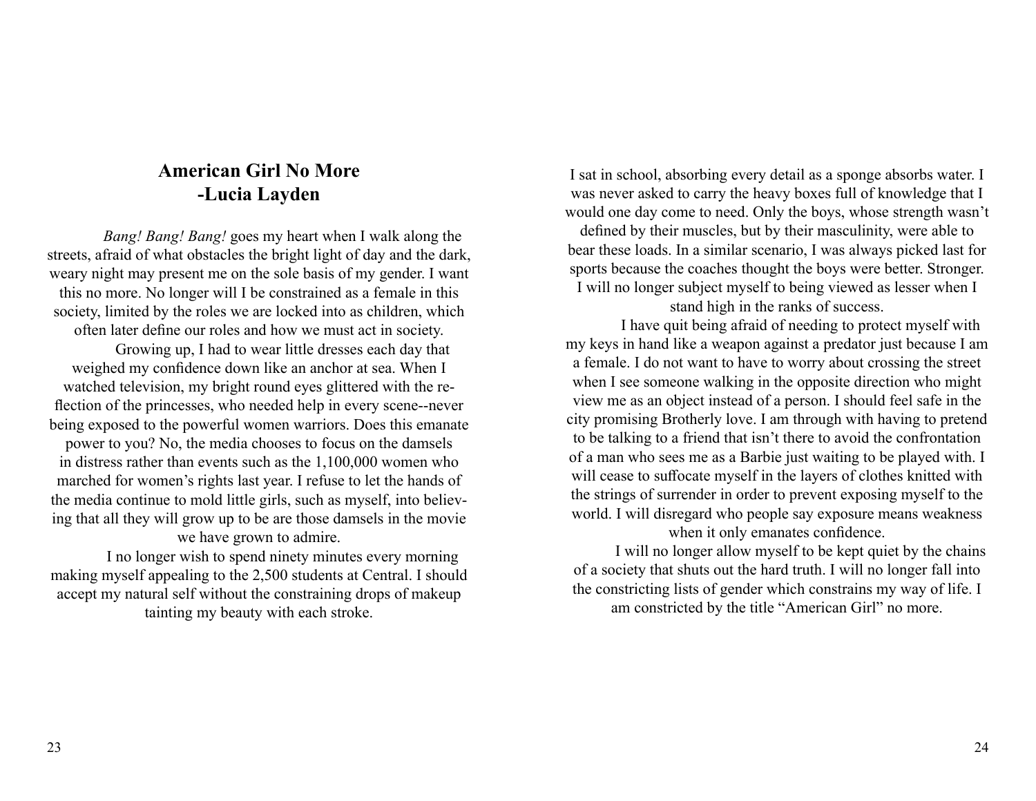## American Girl No More
## -Lucia Layden

*Bang! Bang! Bang!* goes my heart when I walk along the streets, afraid of what obstacles the bright light of day and the dark, weary night may present me on the sole basis of my gender. I want this no more. No longer will I be constrained as a female in this society, limited by the roles we are locked into as children, which often later define our roles and how we must act in society.

Growing up, I had to wear little dresses each day that weighed my confidence down like an anchor at sea. When I watched television, my bright round eyes glittered with the reflection of the princesses, who needed help in every scene--never being exposed to the powerful women warriors. Does this emanate power to you? No, the media chooses to focus on the damsels in distress rather than events such as the 1,100,000 women who marched for women's rights last year. I refuse to let the hands of the media continue to mold little girls, such as myself, into believing that all they will grow up to be are those damsels in the movie we have grown to admire.

I no longer wish to spend ninety minutes every morning making myself appealing to the 2,500 students at Central. I should accept my natural self without the constraining drops of makeup tainting my beauty with each stroke.

I sat in school, absorbing every detail as a sponge absorbs water. I was never asked to carry the heavy boxes full of knowledge that I would one day come to need. Only the boys, whose strength wasn't defined by their muscles, but by their masculinity, were able to bear these loads. In a similar scenario, I was always picked last for sports because the coaches thought the boys were better. Stronger. I will no longer subject myself to being viewed as lesser when I stand high in the ranks of success.

I have quit being afraid of needing to protect myself with my keys in hand like a weapon against a predator just because I am a female. I do not want to have to worry about crossing the street when I see someone walking in the opposite direction who might view me as an object instead of a person. I should feel safe in the city promising Brotherly love. I am through with having to pretend to be talking to a friend that isn't there to avoid the confrontation of a man who sees me as a Barbie just waiting to be played with. I will cease to suffocate myself in the layers of clothes knitted with the strings of surrender in order to prevent exposing myself to the world. I will disregard who people say exposure means weakness when it only emanates confidence.

I will no longer allow myself to be kept quiet by the chains of a society that shuts out the hard truth. I will no longer fall into the constricting lists of gender which constrains my way of life. I am constricted by the title "American Girl" no more.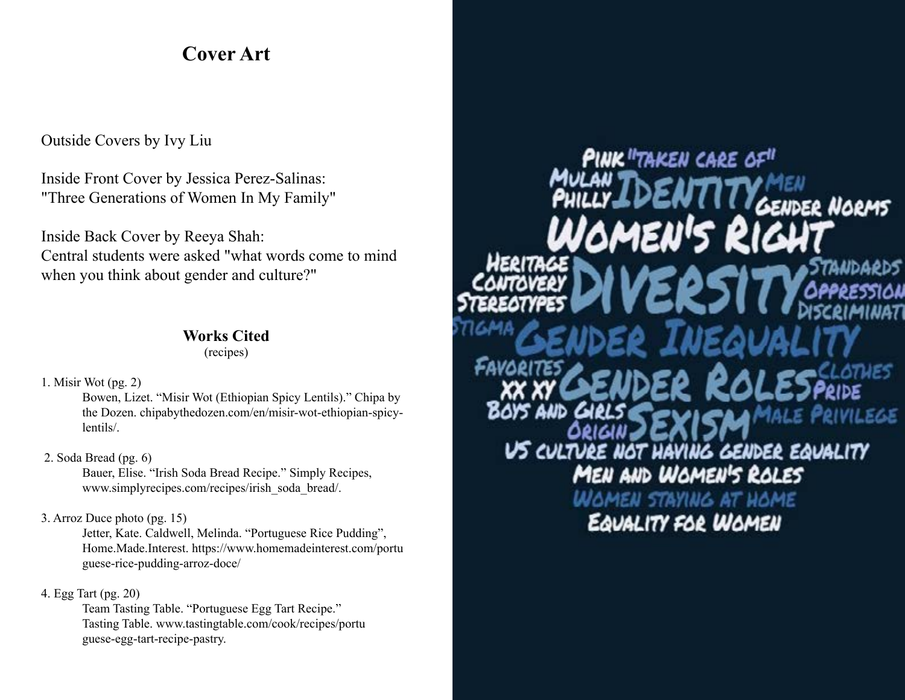# Cover Art

Outside Covers by Ivy Liu

Inside Front Cover by Jessica Perez-Salinas:
"Three Generations of Women In My Family"

Inside Back Cover by Reeya Shah:
Central students were asked "what words come to mind when you think about gender and culture?"

## Works Cited

(recipes)

1. Misir Wot (pg. 2)
   Bowen, Lizet. "Misir Wot (Ethiopian Spicy Lentils)." Chipa by the Dozen. chipabythedozen.com/en/misir-wot-ethiopian-spicy-lentils/.

2. Soda Bread (pg. 6)
   Bauer, Elise. "Irish Soda Bread Recipe." Simply Recipes, www.simplyrecipes.com/recipes/irish_soda_bread/.

3. Arroz Duce photo (pg. 15)
   Jetter, Kate. Caldwell, Melinda. "Portuguese Rice Pudding", Home.Made.Interest. https://www.homemadeinterest.com/portuguese-rice-pudding-arroz-doce/

4. Egg Tart (pg. 20)
   Team Tasting Table. "Portuguese Egg Tart Recipe." Tasting Table. www.tastingtable.com/cook/recipes/portuguese-egg-tart-recipe-pastry.

Pink "Taken care of" Mulan Philly Identity Men Gender Norms Women's Right Heritage Contovery Stereotypes Diversity Standards Oppression Discriminati Stigma Gender Inequality Favorites XX XY Gender Roles Clothes Pride Boys and Girls Origin Sexism Male Privilege US culture not having gender equality Men and Women's Roles Women staying at home Equality for Women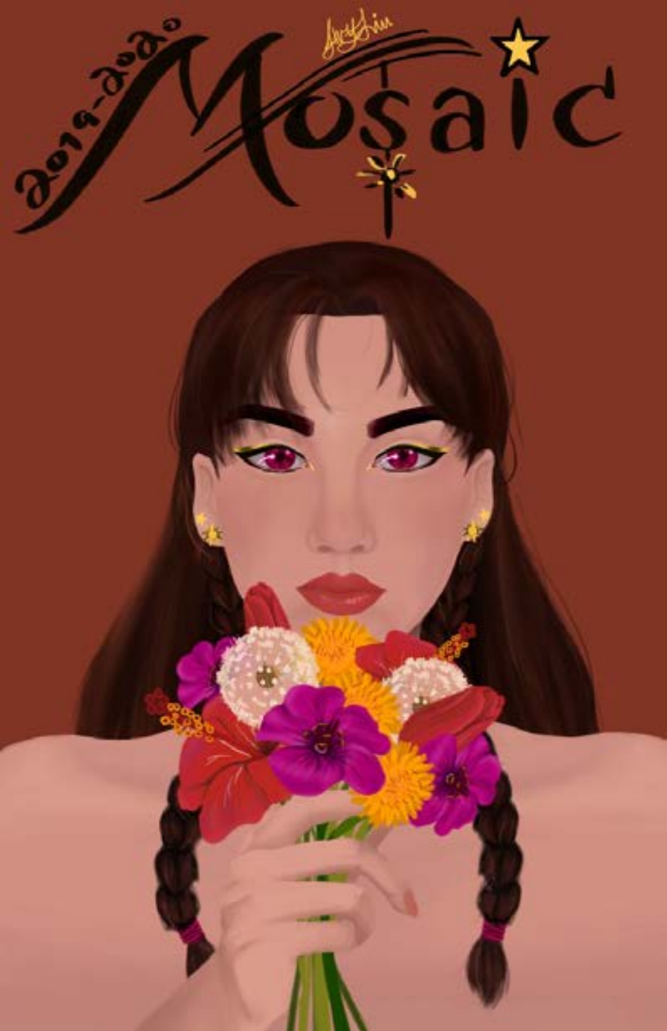2019-2020

# Mosaic